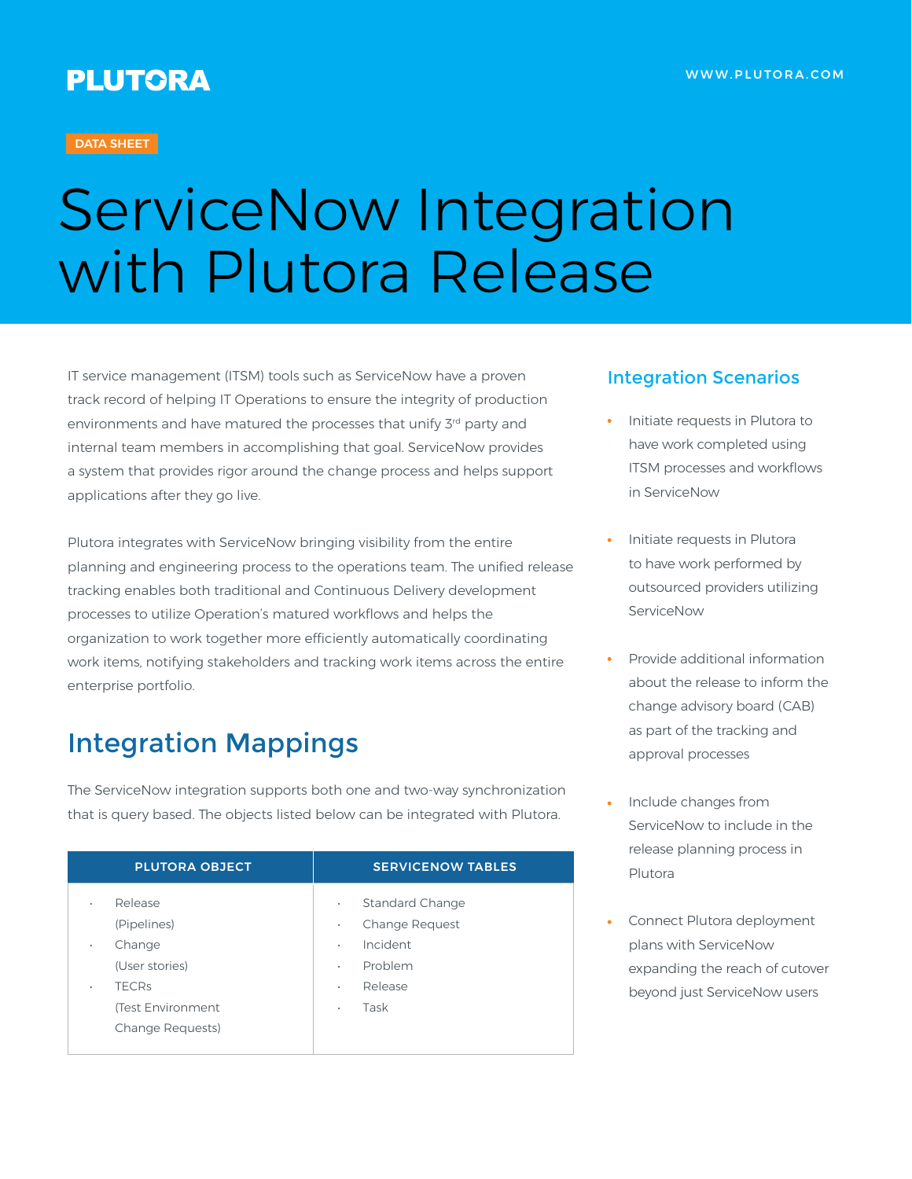# ServiceNow Integration with Plutora Release

DATA SHEET

IT service management (ITSM) tools such as ServiceNow have a proven track record of helping IT Operations to ensure the integrity of production environments and have matured the processes that unify 3rd party and internal team members in accomplishing that goal. ServiceNow provides a system that provides rigor around the change process and helps support applications after they go live.

Plutora integrates with ServiceNow bringing visibility from the entire planning and engineering process to the operations team. The unified release tracking enables both traditional and Continuous Delivery development processes to utilize Operation's matured workflows and helps the organization to work together more efficiently automatically coordinating work items, notifying stakeholders and tracking work items across the entire enterprise portfolio.

## Integration Mappings

The ServiceNow integration supports both one and two-way synchronization that is query based. The objects listed below can be integrated with Plutora.

| PLUTORA OBJECT | SERVICENOW TABLES |
|---|---|
| • Release (Pipelines)<br>• Change (User stories)<br>• TECRs (Test Environment Change Requests) | • Standard Change<br>• Change Request<br>• Incident<br>• Problem<br>• Release<br>• Task |

## Integration Scenarios

- Initiate requests in Plutora to have work completed using ITSM processes and workflows in ServiceNow
- Initiate requests in Plutora to have work performed by outsourced providers utilizing ServiceNow
- Provide additional information about the release to inform the change advisory board (CAB) as part of the tracking and approval processes
- Include changes from ServiceNow to include in the release planning process in Plutora
- Connect Plutora deployment plans with ServiceNow expanding the reach of cutover beyond just ServiceNow users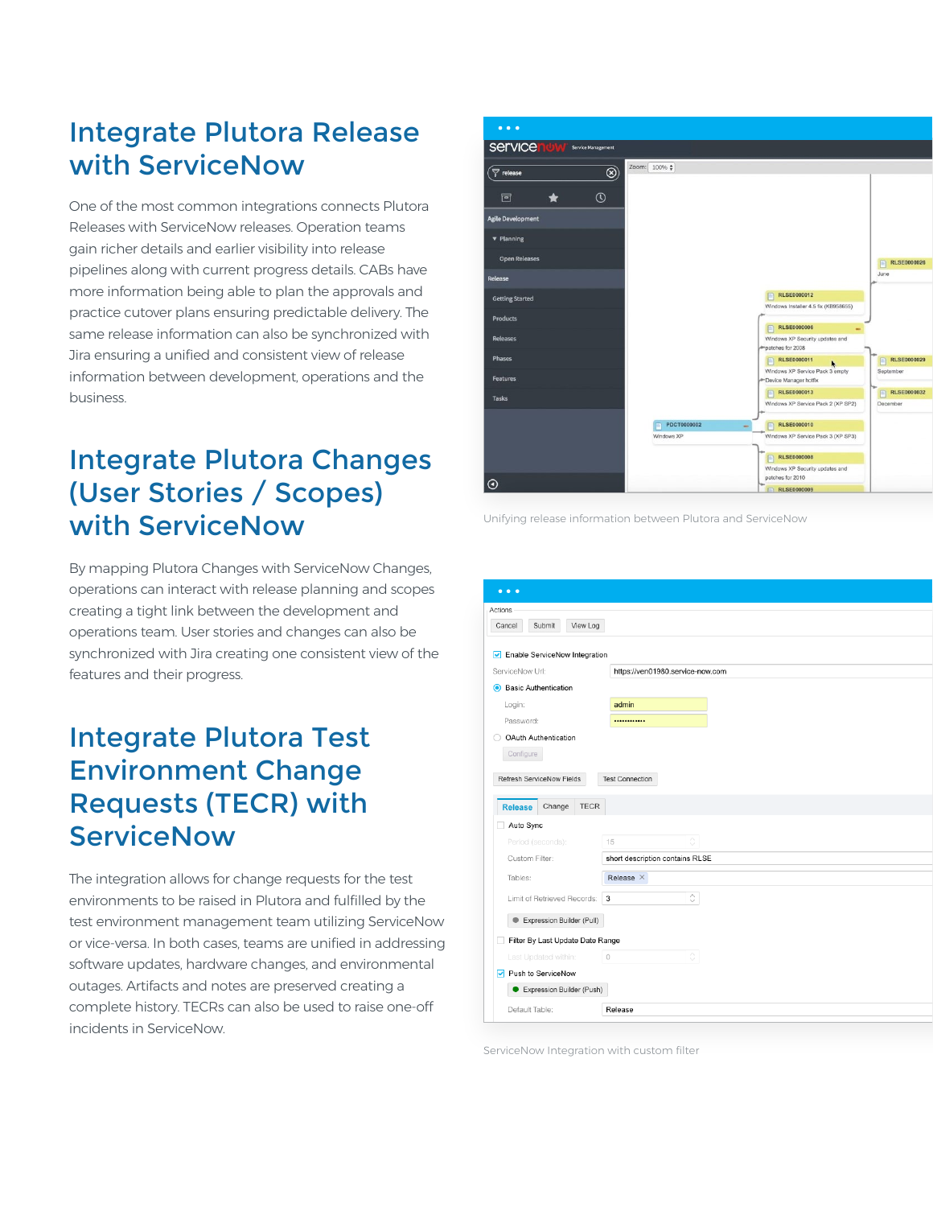## Integrate Plutora Release with ServiceNow

One of the most common integrations connects Plutora Releases with ServiceNow releases. Operation teams gain richer details and earlier visibility into release pipelines along with current progress details. CABs have more information being able to plan the approvals and practice cutover plans ensuring predictable delivery. The same release information can also be synchronized with Jira ensuring a unified and consistent view of release information between development, operations and the business.

Unifying release information between Plutora and ServiceNow

## Integrate Plutora Changes (User Stories / Scopes) with ServiceNow

By mapping Plutora Changes with ServiceNow Changes, operations can interact with release planning and scopes creating a tight link between the development and operations team. User stories and changes can also be synchronized with Jira creating one consistent view of the features and their progress.

## Integrate Plutora Test Environment Change Requests (TECR) with ServiceNow

The integration allows for change requests for the test environments to be raised in Plutora and fulfilled by the test environment management team utilizing ServiceNow or vice-versa. In both cases, teams are unified in addressing software updates, hardware changes, and environmental outages. Artifacts and notes are preserved creating a complete history. TECRs can also be used to raise one-off incidents in ServiceNow.

ServiceNow Integration with custom filter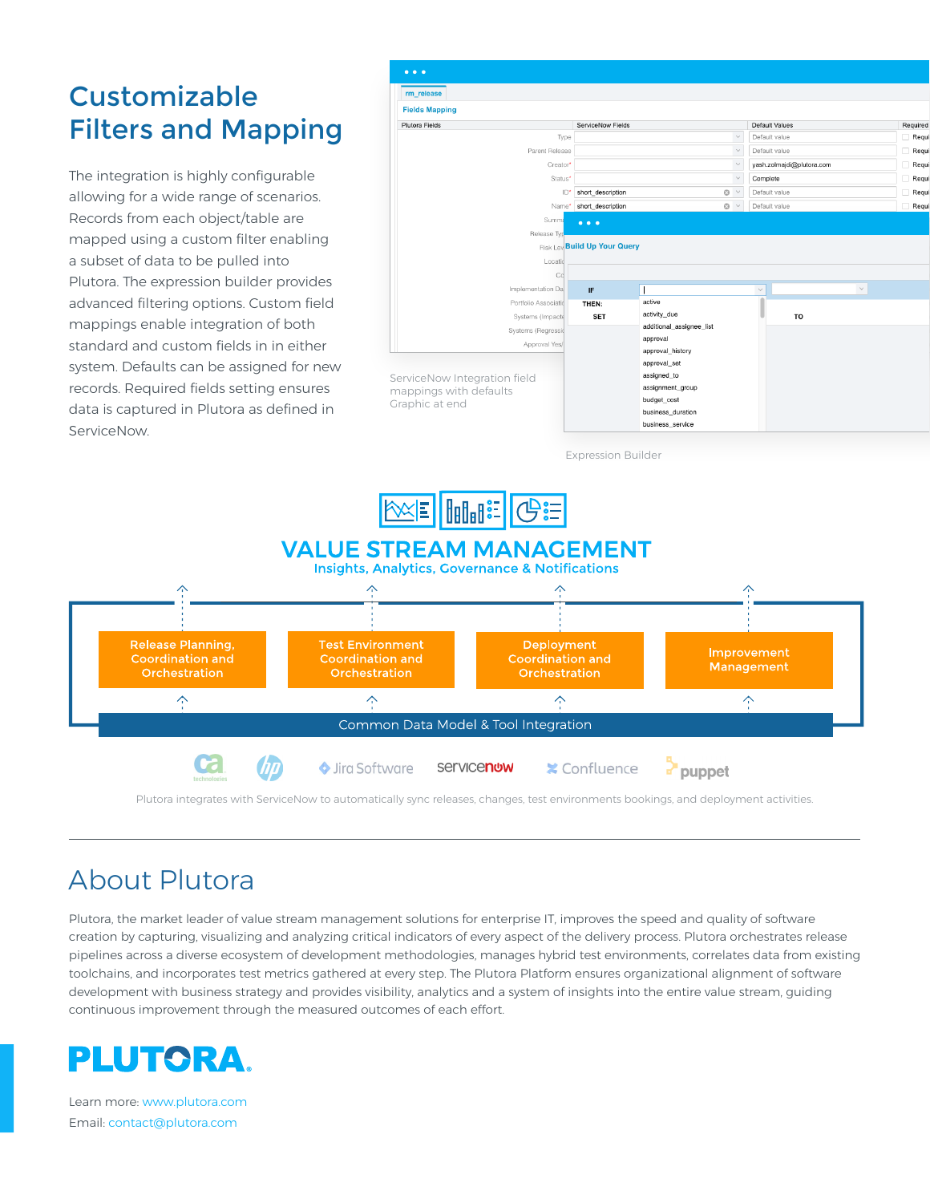# Customizable Filters and Mapping

The integration is highly configurable allowing for a wide range of scenarios. Records from each object/table are mapped using a custom filter enabling a subset of data to be pulled into Plutora. The expression builder provides advanced filtering options. Custom field mappings enable integration of both standard and custom fields in in either system. Defaults can be assigned for new records. Required fields setting ensures data is captured in Plutora as defined in ServiceNow.

ServiceNow Integration field mappings with defaults Graphic at end

Expression Builder

VALUE STREAM MANAGEMENT

Insights, Analytics, Governance & Notifications

Release Planning, Coordination and Orchestration

Test Environment Coordination and Orchestration

Deployment Coordination and Orchestration

Improvement Management

Common Data Model & Tool Integration

Plutora integrates with ServiceNow to automatically sync releases, changes, test environments bookings, and deployment activities.

---

# About Plutora

Plutora, the market leader of value stream management solutions for enterprise IT, improves the speed and quality of software creation by capturing, visualizing and analyzing critical indicators of every aspect of the delivery process. Plutora orchestrates release pipelines across a diverse ecosystem of development methodologies, manages hybrid test environments, correlates data from existing toolchains, and incorporates test metrics gathered at every step. The Plutora Platform ensures organizational alignment of software development with business strategy and provides visibility, analytics and a system of insights into the entire value stream, guiding continuous improvement through the measured outcomes of each effort.

PLUTORA.

Learn more: www.plutora.com

Email: contact@plutora.com